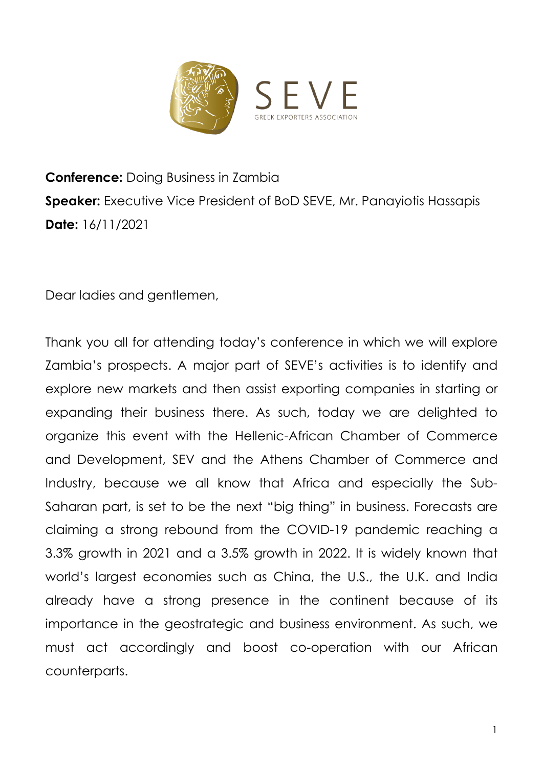**Conference:** Doing Business in Zambia

**Speaker:** Executive Vice President of BoD SEVE, Mr. Panayiotis Hassapis

**Date:** 16/11/2021

Dear ladies and gentlemen,

Thank you all for attending today's conference in which we will explore Zambia's prospects. A major part of SEVE's activities is to identify and explore new markets and then assist exporting companies in starting or expanding their business there. As such, today we are delighted to organize this event with the Hellenic-African Chamber of Commerce and Development, SEV and the Athens Chamber of Commerce and Industry, because we all know that Africa and especially the Sub-Saharan part, is set to be the next "big thing" in business. Forecasts are claiming a strong rebound from the COVID-19 pandemic reaching a 3.3% growth in 2021 and a 3.5% growth in 2022. It is widely known that world's largest economies such as China, the U.S., the U.K. and India already have a strong presence in the continent because of its importance in the geostrategic and business environment. As such, we must act accordingly and boost co-operation with our African counterparts.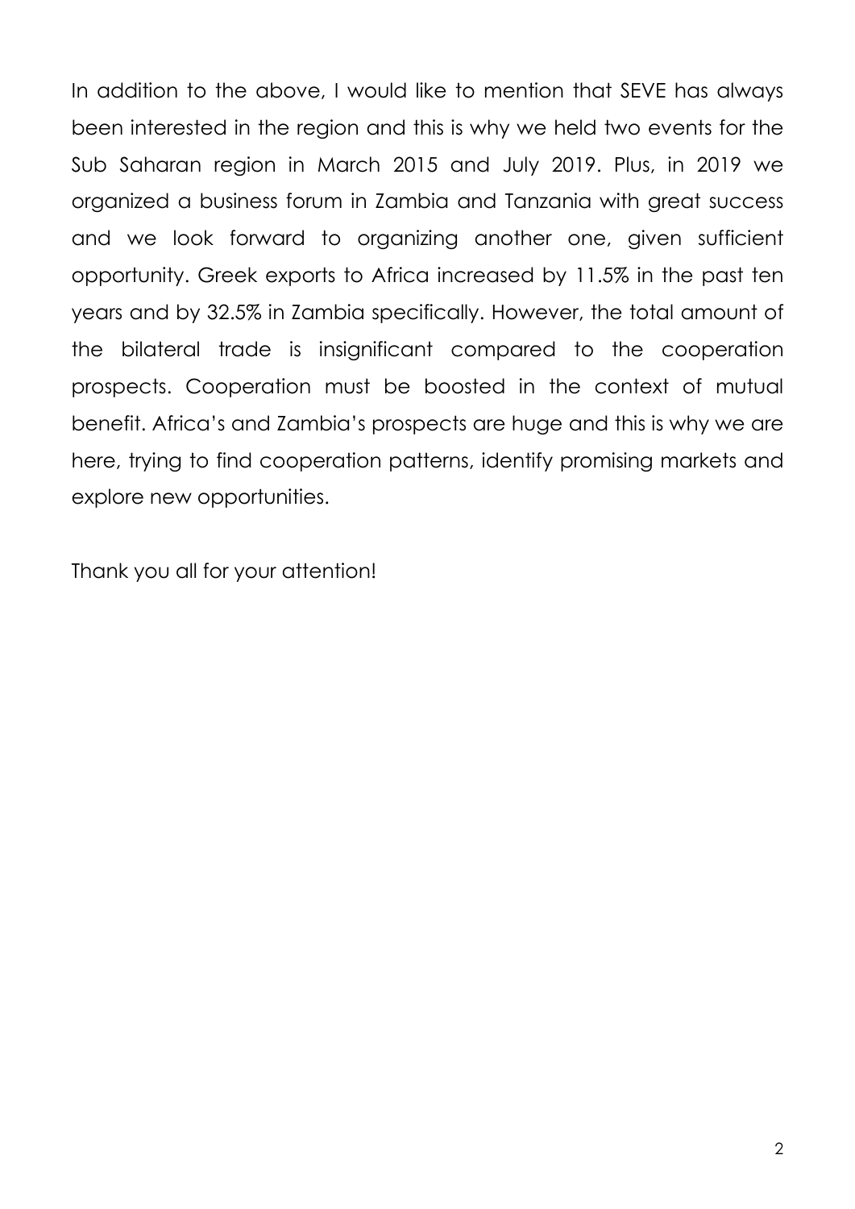In addition to the above, I would like to mention that SEVE has always been interested in the region and this is why we held two events for the Sub Saharan region in March 2015 and July 2019. Plus, in 2019 we organized a business forum in Zambia and Tanzania with great success and we look forward to organizing another one, given sufficient opportunity. Greek exports to Africa increased by 11.5% in the past ten years and by 32.5% in Zambia specifically. However, the total amount of the bilateral trade is insignificant compared to the cooperation prospects. Cooperation must be boosted in the context of mutual benefit. Africa's and Zambia's prospects are huge and this is why we are here, trying to find cooperation patterns, identify promising markets and explore new opportunities.

Thank you all for your attention!